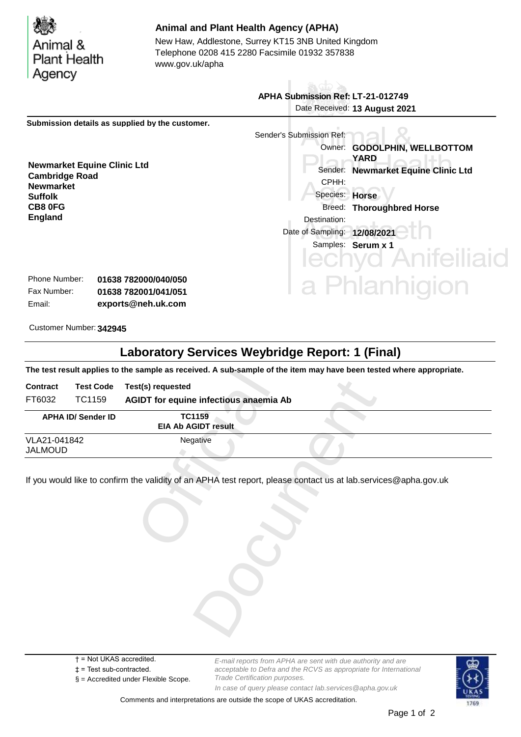Animal & Plant Health Agency

**Animal and Plant Health Agency (APHA)**
New Haw, Addlestone, Surrey KT15 3NB United Kingdom
Telephone 0208 415 2280 Facsimile 01932 357838
www.gov.uk/apha

**APHA Submission Ref: LT-21-012749**
Date Received: **13 August 2021**

**Submission details as supplied by the customer.**

**Newmarket Equine Clinic Ltd**
**Cambridge Road**
**Newmarket**
**Suffolk**
**CB8 0FG**
**England**

Sender's Submission Ref:
Owner: **GODOLPHIN, WELLBOTTOM YARD**
Sender: **Newmarket Equine Clinic Ltd**
CPHH:
Species: **Horse**
Breed: **Thoroughbred Horse**
Destination:
Date of Sampling: **12/08/2021**
Samples: **Serum x 1**

Phone Number: **01638 782000/040/050**
Fax Number: **01638 782001/041/051**
Email: **exports@neh.uk.com**

Customer Number: **342945**

## Laboratory Services Weybridge Report: 1 (Final)

**The test result applies to the sample as received. A sub-sample of the item may have been tested where appropriate.**

| Contract | Test Code | Test(s) requested |
|---|---|---|
| FT6032 | TC1159 | **AGIDT for equine infectious anaemia Ab** |

| APHA ID/ Sender ID | TC1159 EIA Ab AGIDT result |
|---|---|
| VLA21-041842 JALMOUD | Negative |

If you would like to confirm the validity of an APHA test report, please contact us at lab.services@apha.gov.uk

† = Not UKAS accredited.
‡ = Test sub-contracted.
§ = Accredited under Flexible Scope.

*E-mail reports from APHA are sent with due authority and are acceptable to Defra and the RCVS as appropriate for International Trade Certification purposes.*
*In case of query please contact lab.services@apha.gov.uk*

Comments and interpretations are outside the scope of UKAS accreditation.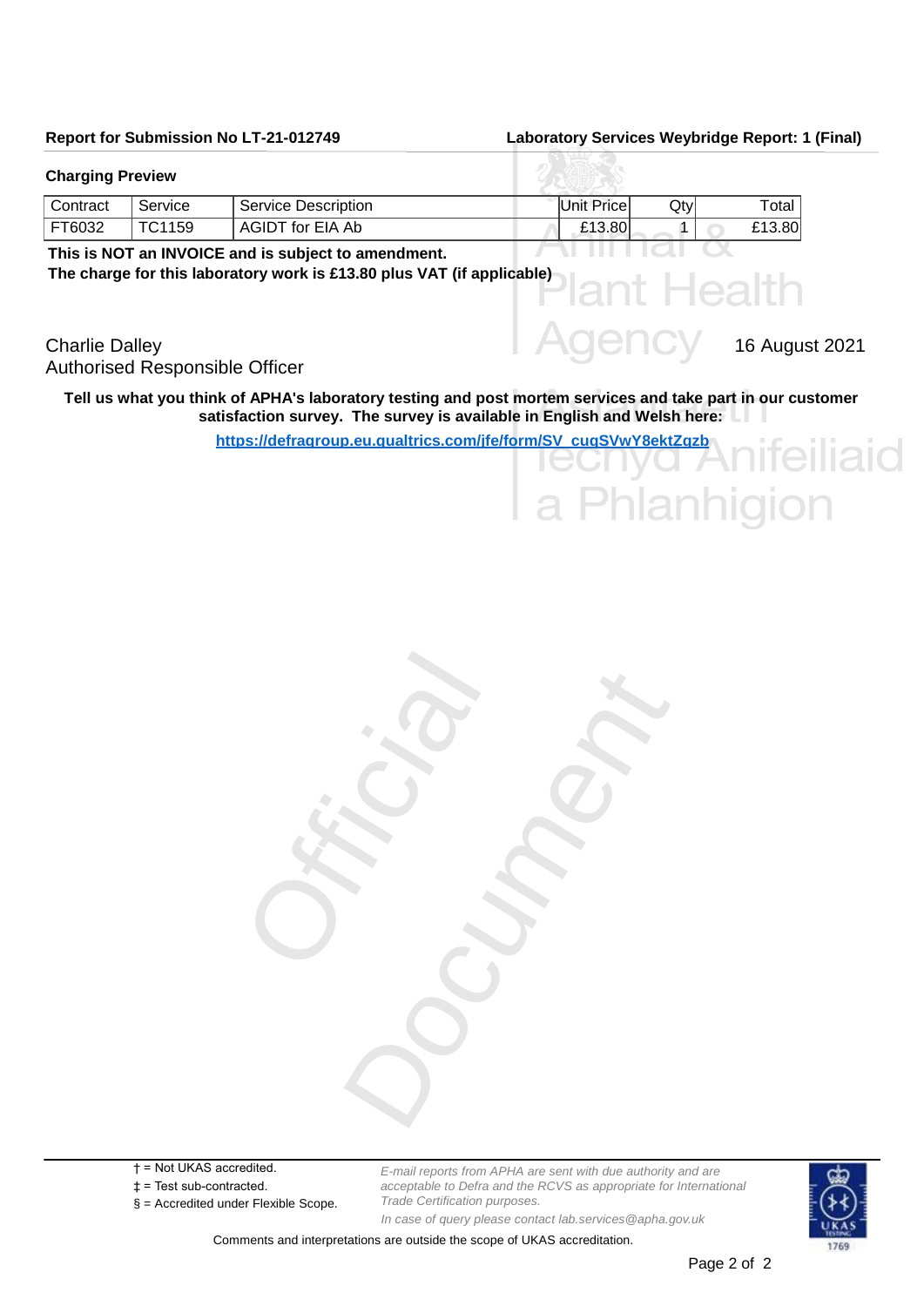**Report for Submission No LT-21-012749** **Laboratory Services Weybridge Report: 1 (Final)**

**Charging Preview**

| Contract | Service | Service Description | Unit Price | Qty | Total |
|---|---|---|---|---|---|
| FT6032 | TC1159 | AGIDT for EIA Ab | £13.80 | 1 | £13.80 |

**This is NOT an INVOICE and is subject to amendment.**
**The charge for this laboratory work is £13.80 plus VAT (if applicable)**

Charlie Dalley
Authorised Responsible Officer

16 August 2021

**Tell us what you think of APHA's laboratory testing and post mortem services and take part in our customer satisfaction survey. The survey is available in English and Welsh here:**

**https://defragroup.eu.qualtrics.com/jfe/form/SV_cuqSVwY8ektZqzb**

† = Not UKAS accredited.
‡ = Test sub-contracted.
§ = Accredited under Flexible Scope.

*E-mail reports from APHA are sent with due authority and are acceptable to Defra and the RCVS as appropriate for International Trade Certification purposes.*

*In case of query please contact lab.services@apha.gov.uk*

Comments and interpretations are outside the scope of UKAS accreditation.